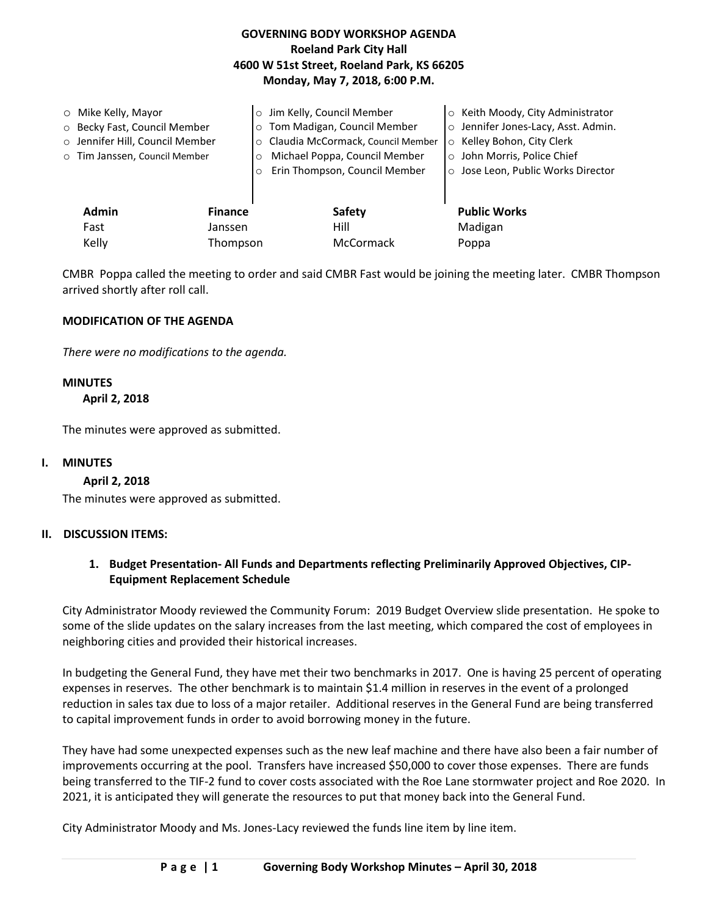# GOVERNING BODY WORKSHOP AGENDA
## Roeland Park City Hall
## 4600 W 51st Street, Roeland Park, KS 66205
## Monday, May 7, 2018, 6:00 P.M.

| | | |
|---|---|---|
| o Mike Kelly, Mayor | o Jim Kelly, Council Member | o Keith Moody, City Administrator |
| o Becky Fast, Council Member | o Tom Madigan, Council Member | o Jennifer Jones-Lacy, Asst. Admin. |
| o Jennifer Hill, Council Member | o Claudia McCormack, Council Member | o Kelley Bohon, City Clerk |
| o Tim Janssen, Council Member | o Michael Poppa, Council Member | o John Morris, Police Chief |
| | o Erin Thompson, Council Member | o Jose Leon, Public Works Director |

| Admin | Finance | Safety | Public Works |
|---|---|---|---|
| Fast | Janssen | Hill | Madigan |
| Kelly | Thompson | McCormack | Poppa |

CMBR Poppa called the meeting to order and said CMBR Fast would be joining the meeting later. CMBR Thompson arrived shortly after roll call.

**MODIFICATION OF THE AGENDA**

*There were no modifications to the agenda.*

**MINUTES**

**April 2, 2018**

The minutes were approved as submitted.

## I. MINUTES

**April 2, 2018**

The minutes were approved as submitted.

## II. DISCUSSION ITEMS:

### 1. Budget Presentation- All Funds and Departments reflecting Preliminarily Approved Objectives, CIP-Equipment Replacement Schedule

City Administrator Moody reviewed the Community Forum: 2019 Budget Overview slide presentation. He spoke to some of the slide updates on the salary increases from the last meeting, which compared the cost of employees in neighboring cities and provided their historical increases.

In budgeting the General Fund, they have met their two benchmarks in 2017. One is having 25 percent of operating expenses in reserves. The other benchmark is to maintain $1.4 million in reserves in the event of a prolonged reduction in sales tax due to loss of a major retailer. Additional reserves in the General Fund are being transferred to capital improvement funds in order to avoid borrowing money in the future.

They have had some unexpected expenses such as the new leaf machine and there have also been a fair number of improvements occurring at the pool. Transfers have increased $50,000 to cover those expenses. There are funds being transferred to the TIF-2 fund to cover costs associated with the Roe Lane stormwater project and Roe 2020. In 2021, it is anticipated they will generate the resources to put that money back into the General Fund.

City Administrator Moody and Ms. Jones-Lacy reviewed the funds line item by line item.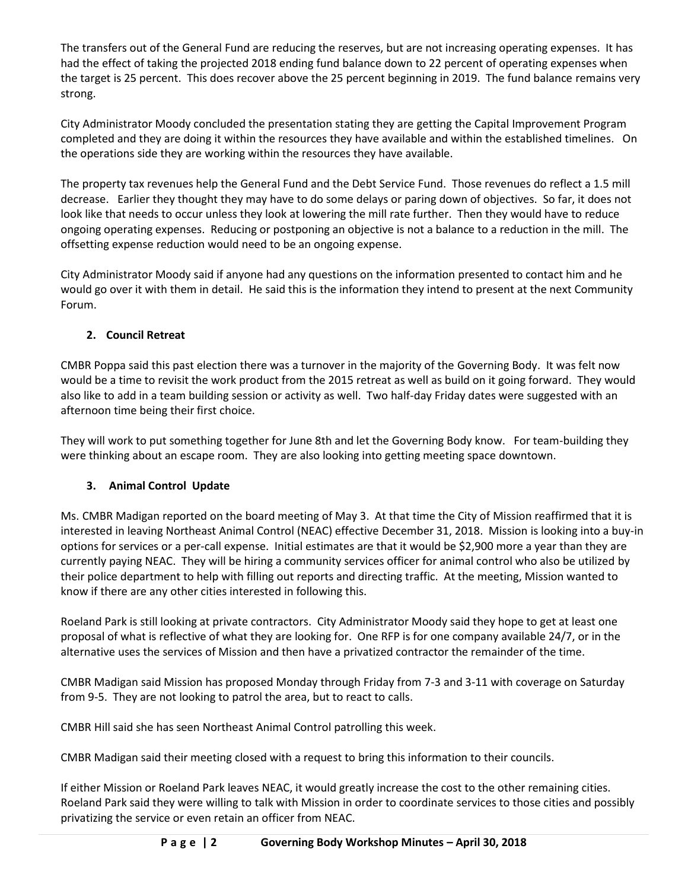The transfers out of the General Fund are reducing the reserves, but are not increasing operating expenses. It has had the effect of taking the projected 2018 ending fund balance down to 22 percent of operating expenses when the target is 25 percent. This does recover above the 25 percent beginning in 2019. The fund balance remains very strong.

City Administrator Moody concluded the presentation stating they are getting the Capital Improvement Program completed and they are doing it within the resources they have available and within the established timelines. On the operations side they are working within the resources they have available.

The property tax revenues help the General Fund and the Debt Service Fund. Those revenues do reflect a 1.5 mill decrease. Earlier they thought they may have to do some delays or paring down of objectives. So far, it does not look like that needs to occur unless they look at lowering the mill rate further. Then they would have to reduce ongoing operating expenses. Reducing or postponing an objective is not a balance to a reduction in the mill. The offsetting expense reduction would need to be an ongoing expense.

City Administrator Moody said if anyone had any questions on the information presented to contact him and he would go over it with them in detail. He said this is the information they intend to present at the next Community Forum.

### 2. Council Retreat

CMBR Poppa said this past election there was a turnover in the majority of the Governing Body. It was felt now would be a time to revisit the work product from the 2015 retreat as well as build on it going forward. They would also like to add in a team building session or activity as well. Two half-day Friday dates were suggested with an afternoon time being their first choice.

They will work to put something together for June 8th and let the Governing Body know. For team-building they were thinking about an escape room. They are also looking into getting meeting space downtown.

### 3. Animal Control Update

Ms. CMBR Madigan reported on the board meeting of May 3. At that time the City of Mission reaffirmed that it is interested in leaving Northeast Animal Control (NEAC) effective December 31, 2018. Mission is looking into a buy-in options for services or a per-call expense. Initial estimates are that it would be $2,900 more a year than they are currently paying NEAC. They will be hiring a community services officer for animal control who also be utilized by their police department to help with filling out reports and directing traffic. At the meeting, Mission wanted to know if there are any other cities interested in following this.

Roeland Park is still looking at private contractors. City Administrator Moody said they hope to get at least one proposal of what is reflective of what they are looking for. One RFP is for one company available 24/7, or in the alternative uses the services of Mission and then have a privatized contractor the remainder of the time.

CMBR Madigan said Mission has proposed Monday through Friday from 7-3 and 3-11 with coverage on Saturday from 9-5. They are not looking to patrol the area, but to react to calls.

CMBR Hill said she has seen Northeast Animal Control patrolling this week.

CMBR Madigan said their meeting closed with a request to bring this information to their councils.

If either Mission or Roeland Park leaves NEAC, it would greatly increase the cost to the other remaining cities. Roeland Park said they were willing to talk with Mission in order to coordinate services to those cities and possibly privatizing the service or even retain an officer from NEAC.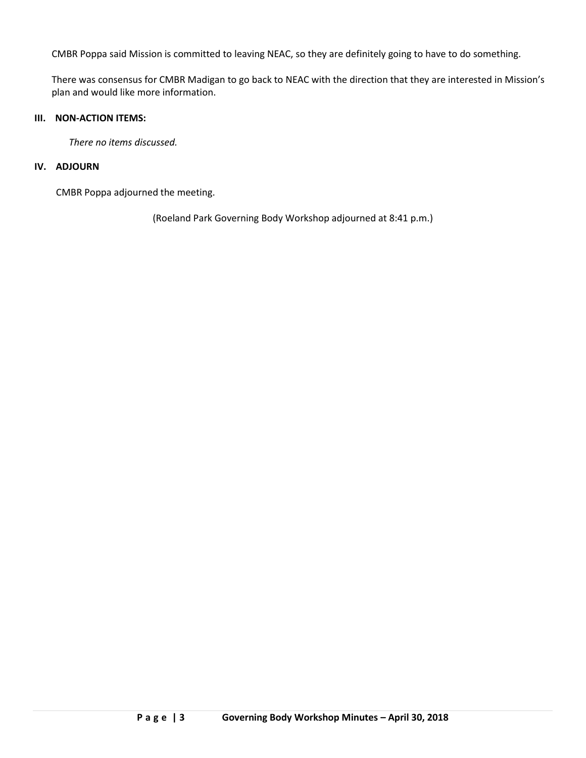CMBR Poppa said Mission is committed to leaving NEAC, so they are definitely going to have to do something.

There was consensus for CMBR Madigan to go back to NEAC with the direction that they are interested in Mission's plan and would like more information.

### III. NON-ACTION ITEMS:

*There no items discussed.*

### IV. ADJOURN

CMBR Poppa adjourned the meeting.

(Roeland Park Governing Body Workshop adjourned at 8:41 p.m.)